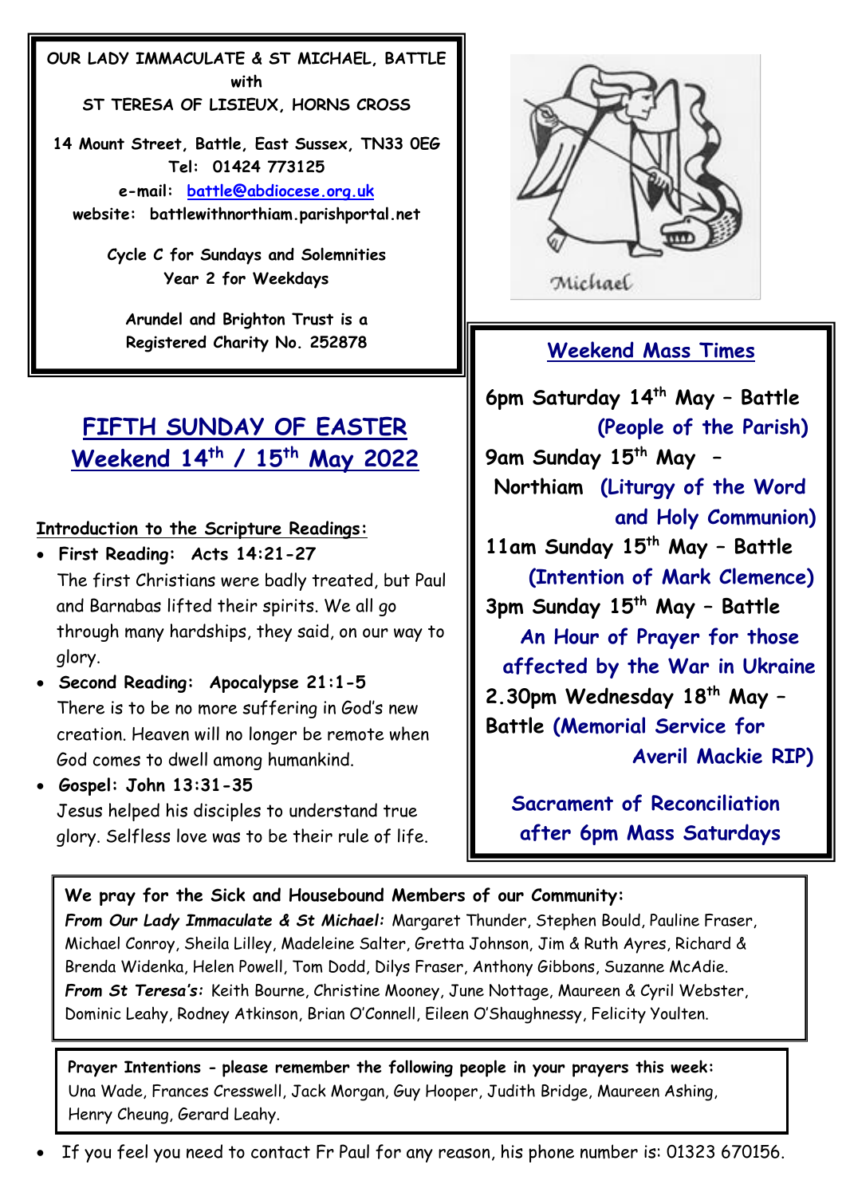**OUR LADY IMMACULATE & ST MICHAEL, BATTLE**
**with**
**ST TERESA OF LISIEUX, HORNS CROSS**

**14 Mount Street, Battle, East Sussex, TN33 0EG**
**Tel: 01424 773125**
**e-mail: battle@abdiocese.org.uk**
**website: battlewithnorthiam.parishportal.net**

**Cycle C for Sundays and Solemnities**
**Year 2 for Weekdays**

**Arundel and Brighton Trust is a Registered Charity No. 252878**

Michael

# FIFTH SUNDAY OF EASTER
## Weekend 14th / 15th May 2022

**Introduction to the Scripture Readings:**

- **First Reading: Acts 14:21-27**
  The first Christians were badly treated, but Paul and Barnabas lifted their spirits. We all go through many hardships, they said, on our way to glory.
- **Second Reading: Apocalypse 21:1-5**
  There is to be no more suffering in God's new creation. Heaven will no longer be remote when God comes to dwell among humankind.
- **Gospel: John 13:31-35**
  Jesus helped his disciples to understand true glory. Selfless love was to be their rule of life.

### Weekend Mass Times

**6pm Saturday 14th May – Battle** **(People of the Parish)**

**9am Sunday 15th May – Northiam** **(Liturgy of the Word and Holy Communion)**

**11am Sunday 15th May – Battle** **(Intention of Mark Clemence)**

**3pm Sunday 15th May – Battle** **An Hour of Prayer for those affected by the War in Ukraine**

**2.30pm Wednesday 18th May – Battle** **(Memorial Service for Averil Mackie RIP)**

**Sacrament of Reconciliation after 6pm Mass Saturdays**

**We pray for the Sick and Housebound Members of our Community:**
***From Our Lady Immaculate & St Michael:*** Margaret Thunder, Stephen Bould, Pauline Fraser, Michael Conroy, Sheila Lilley, Madeleine Salter, Gretta Johnson, Jim & Ruth Ayres, Richard & Brenda Widenka, Helen Powell, Tom Dodd, Dilys Fraser, Anthony Gibbons, Suzanne McAdie.
***From St Teresa's:*** Keith Bourne, Christine Mooney, June Nottage, Maureen & Cyril Webster, Dominic Leahy, Rodney Atkinson, Brian O'Connell, Eileen O'Shaughnessy, Felicity Youlten.

**Prayer Intentions - please remember the following people in your prayers this week:**
Una Wade, Frances Cresswell, Jack Morgan, Guy Hooper, Judith Bridge, Maureen Ashing, Henry Cheung, Gerard Leahy.

- If you feel you need to contact Fr Paul for any reason, his phone number is: 01323 670156.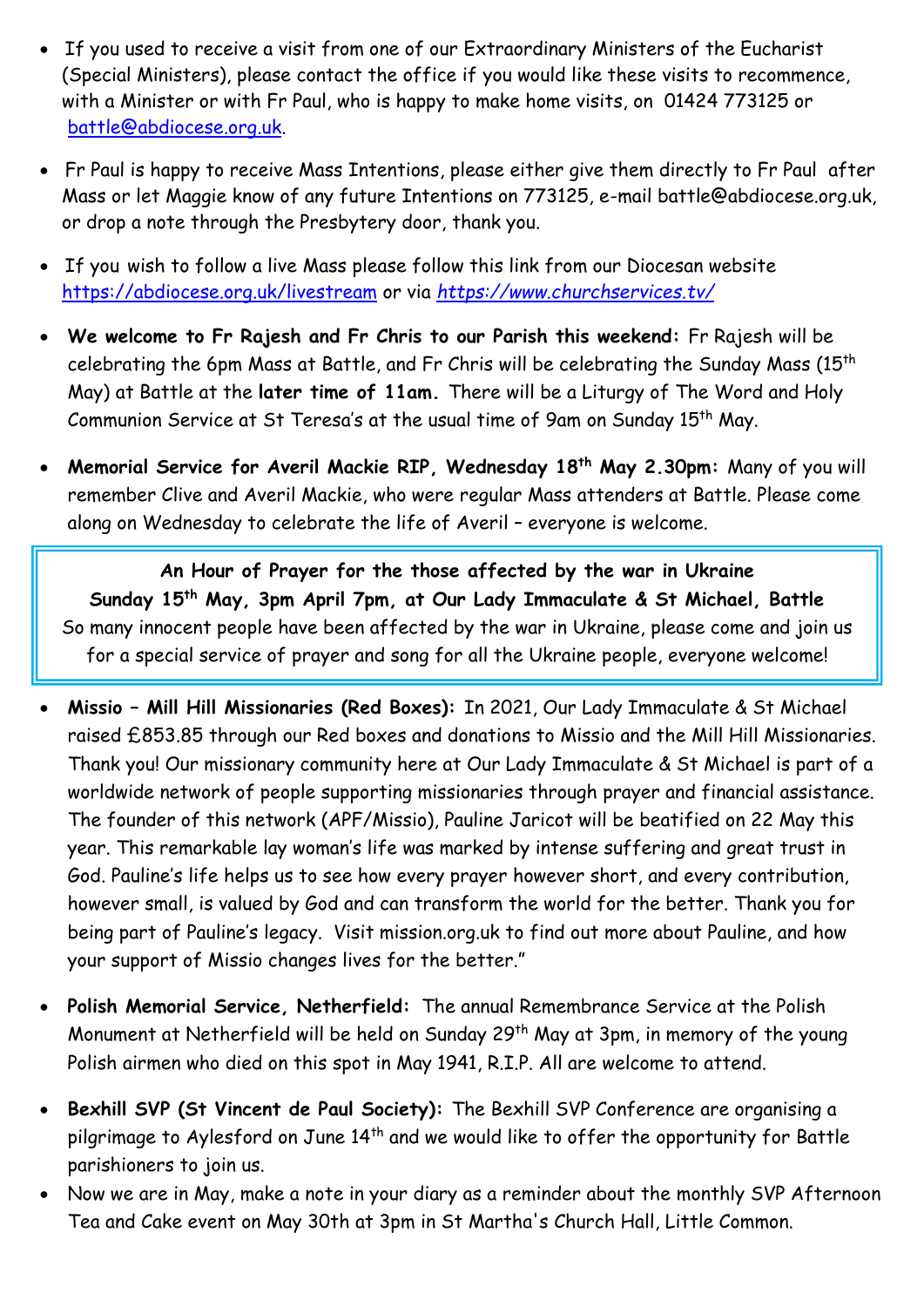- If you used to receive a visit from one of our Extraordinary Ministers of the Eucharist (Special Ministers), please contact the office if you would like these visits to recommence, with a Minister or with Fr Paul, who is happy to make home visits, on 01424 773125 or battle@abdiocese.org.uk.
- Fr Paul is happy to receive Mass Intentions, please either give them directly to Fr Paul after Mass or let Maggie know of any future Intentions on 773125, e-mail battle@abdiocese.org.uk, or drop a note through the Presbytery door, thank you.
- If you wish to follow a live Mass please follow this link from our Diocesan website https://abdiocese.org.uk/livestream or via *https://www.churchservices.tv/*
- **We welcome to Fr Rajesh and Fr Chris to our Parish this weekend:** Fr Rajesh will be celebrating the 6pm Mass at Battle, and Fr Chris will be celebrating the Sunday Mass (15th May) at Battle at the **later time of 11am.** There will be a Liturgy of The Word and Holy Communion Service at St Teresa's at the usual time of 9am on Sunday 15th May.
- **Memorial Service for Averil Mackie RIP, Wednesday 18th May 2.30pm:** Many of you will remember Clive and Averil Mackie, who were regular Mass attenders at Battle. Please come along on Wednesday to celebrate the life of Averil – everyone is welcome.

**An Hour of Prayer for the those affected by the war in Ukraine**
**Sunday 15th May, 3pm April 7pm, at Our Lady Immaculate & St Michael, Battle**
So many innocent people have been affected by the war in Ukraine, please come and join us for a special service of prayer and song for all the Ukraine people, everyone welcome!

- **Missio – Mill Hill Missionaries (Red Boxes):** In 2021, Our Lady Immaculate & St Michael raised £853.85 through our Red boxes and donations to Missio and the Mill Hill Missionaries. Thank you! Our missionary community here at Our Lady Immaculate & St Michael is part of a worldwide network of people supporting missionaries through prayer and financial assistance. The founder of this network (APF/Missio), Pauline Jaricot will be beatified on 22 May this year. This remarkable lay woman's life was marked by intense suffering and great trust in God. Pauline's life helps us to see how every prayer however short, and every contribution, however small, is valued by God and can transform the world for the better. Thank you for being part of Pauline's legacy. Visit mission.org.uk to find out more about Pauline, and how your support of Missio changes lives for the better."
- **Polish Memorial Service, Netherfield:** The annual Remembrance Service at the Polish Monument at Netherfield will be held on Sunday 29th May at 3pm, in memory of the young Polish airmen who died on this spot in May 1941, R.I.P. All are welcome to attend.
- **Bexhill SVP (St Vincent de Paul Society):** The Bexhill SVP Conference are organising a pilgrimage to Aylesford on June 14th and we would like to offer the opportunity for Battle parishioners to join us.
- Now we are in May, make a note in your diary as a reminder about the monthly SVP Afternoon Tea and Cake event on May 30th at 3pm in St Martha's Church Hall, Little Common.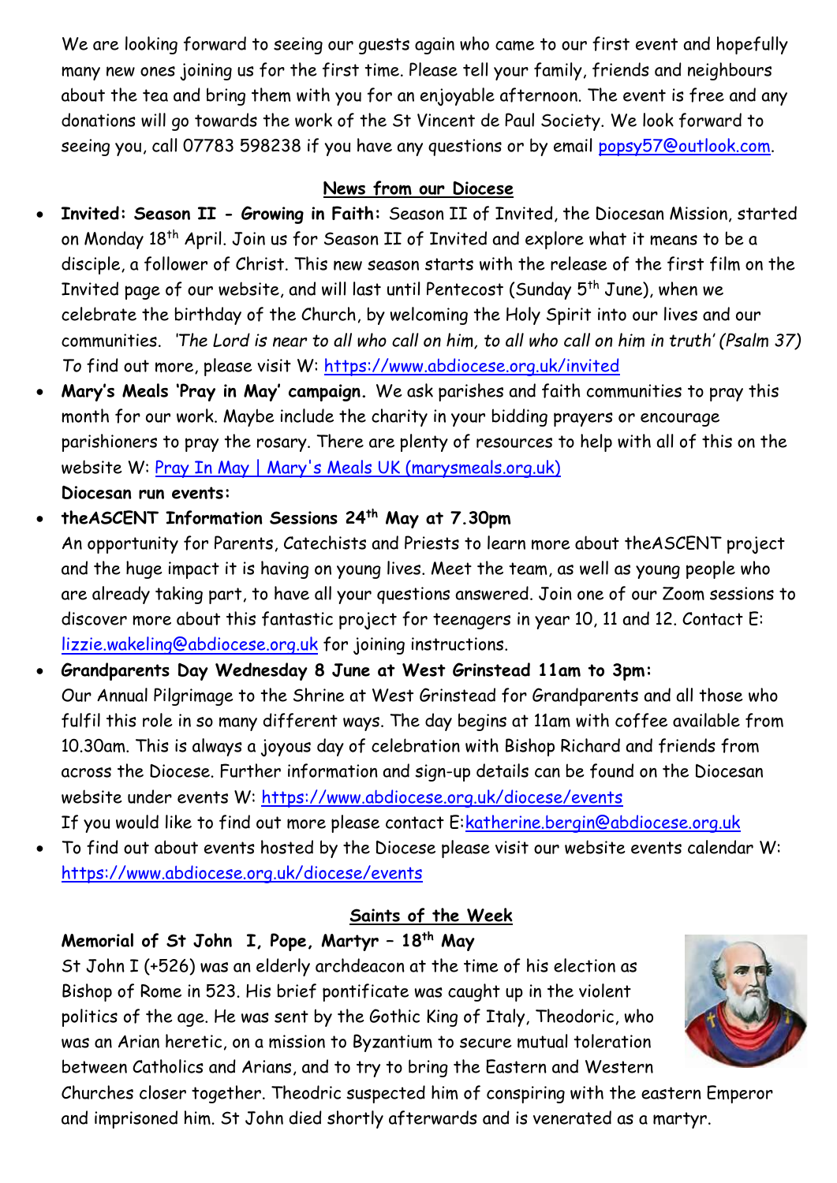We are looking forward to seeing our guests again who came to our first event and hopefully many new ones joining us for the first time. Please tell your family, friends and neighbours about the tea and bring them with you for an enjoyable afternoon. The event is free and any donations will go towards the work of the St Vincent de Paul Society. We look forward to seeing you, call 07783 598238 if you have any questions or by email popsy57@outlook.com.

## News from our Diocese

- **Invited: Season II - Growing in Faith:** Season II of Invited, the Diocesan Mission, started on Monday 18th April. Join us for Season II of Invited and explore what it means to be a disciple, a follower of Christ. This new season starts with the release of the first film on the Invited page of our website, and will last until Pentecost (Sunday 5th June), when we celebrate the birthday of the Church, by welcoming the Holy Spirit into our lives and our communities. *'The Lord is near to all who call on him, to all who call on him in truth' (Psalm 37) To* find out more, please visit W: https://www.abdiocese.org.uk/invited
- **Mary's Meals 'Pray in May' campaign.** We ask parishes and faith communities to pray this month for our work. Maybe include the charity in your bidding prayers or encourage parishioners to pray the rosary. There are plenty of resources to help with all of this on the website W: Pray In May | Mary's Meals UK (marysmeals.org.uk)

**Diocesan run events:**

- **theASCENT Information Sessions 24th May at 7.30pm**
  An opportunity for Parents, Catechists and Priests to learn more about theASCENT project and the huge impact it is having on young lives. Meet the team, as well as young people who are already taking part, to have all your questions answered. Join one of our Zoom sessions to discover more about this fantastic project for teenagers in year 10, 11 and 12. Contact E: lizzie.wakeling@abdiocese.org.uk for joining instructions.
- **Grandparents Day Wednesday 8 June at West Grinstead 11am to 3pm:**
  Our Annual Pilgrimage to the Shrine at West Grinstead for Grandparents and all those who fulfil this role in so many different ways. The day begins at 11am with coffee available from 10.30am. This is always a joyous day of celebration with Bishop Richard and friends from across the Diocese. Further information and sign-up details can be found on the Diocesan website under events W: https://www.abdiocese.org.uk/diocese/events
  If you would like to find out more please contact E:katherine.bergin@abdiocese.org.uk
- To find out about events hosted by the Diocese please visit our website events calendar W: https://www.abdiocese.org.uk/diocese/events

## Saints of the Week

**Memorial of St John I, Pope, Martyr – 18th May**

St John I (+526) was an elderly archdeacon at the time of his election as Bishop of Rome in 523. His brief pontificate was caught up in the violent politics of the age. He was sent by the Gothic King of Italy, Theodoric, who was an Arian heretic, on a mission to Byzantium to secure mutual toleration between Catholics and Arians, and to try to bring the Eastern and Western Churches closer together. Theodric suspected him of conspiring with the eastern Emperor and imprisoned him. St John died shortly afterwards and is venerated as a martyr.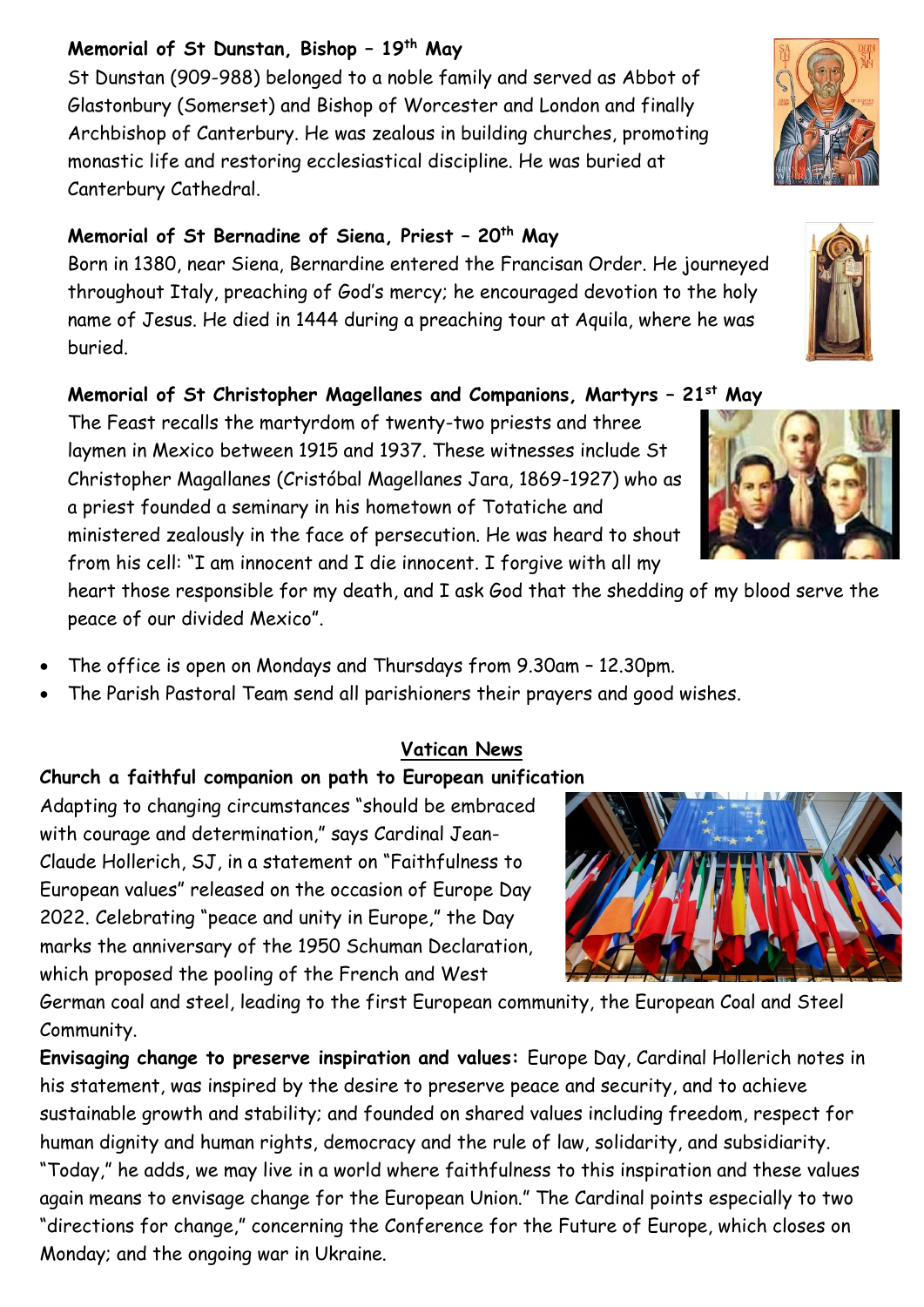**Memorial of St Dunstan, Bishop – 19th May**

St Dunstan (909-988) belonged to a noble family and served as Abbot of Glastonbury (Somerset) and Bishop of Worcester and London and finally Archbishop of Canterbury. He was zealous in building churches, promoting monastic life and restoring ecclesiastical discipline. He was buried at Canterbury Cathedral.

**Memorial of St Bernadine of Siena, Priest – 20th May**

Born in 1380, near Siena, Bernardine entered the Francisan Order. He journeyed throughout Italy, preaching of God's mercy; he encouraged devotion to the holy name of Jesus. He died in 1444 during a preaching tour at Aquila, where he was buried.

**Memorial of St Christopher Magellanes and Companions, Martyrs – 21st May**

The Feast recalls the martyrdom of twenty-two priests and three laymen in Mexico between 1915 and 1937. These witnesses include St Christopher Magallanes (Cristóbal Magellanes Jara, 1869-1927) who as a priest founded a seminary in his hometown of Totatiche and ministered zealously in the face of persecution. He was heard to shout from his cell: "I am innocent and I die innocent. I forgive with all my heart those responsible for my death, and I ask God that the shedding of my blood serve the peace of our divided Mexico".

- The office is open on Mondays and Thursdays from 9.30am – 12.30pm.
- The Parish Pastoral Team send all parishioners their prayers and good wishes.

## Vatican News

**Church a faithful companion on path to European unification**

Adapting to changing circumstances "should be embraced with courage and determination," says Cardinal Jean-Claude Hollerich, SJ, in a statement on "Faithfulness to European values" released on the occasion of Europe Day 2022. Celebrating "peace and unity in Europe," the Day marks the anniversary of the 1950 Schuman Declaration, which proposed the pooling of the French and West German coal and steel, leading to the first European community, the European Coal and Steel Community.

**Envisaging change to preserve inspiration and values:** Europe Day, Cardinal Hollerich notes in his statement, was inspired by the desire to preserve peace and security, and to achieve sustainable growth and stability; and founded on shared values including freedom, respect for human dignity and human rights, democracy and the rule of law, solidarity, and subsidiarity. "Today," he adds, we may live in a world where faithfulness to this inspiration and these values again means to envisage change for the European Union." The Cardinal points especially to two "directions for change," concerning the Conference for the Future of Europe, which closes on Monday; and the ongoing war in Ukraine.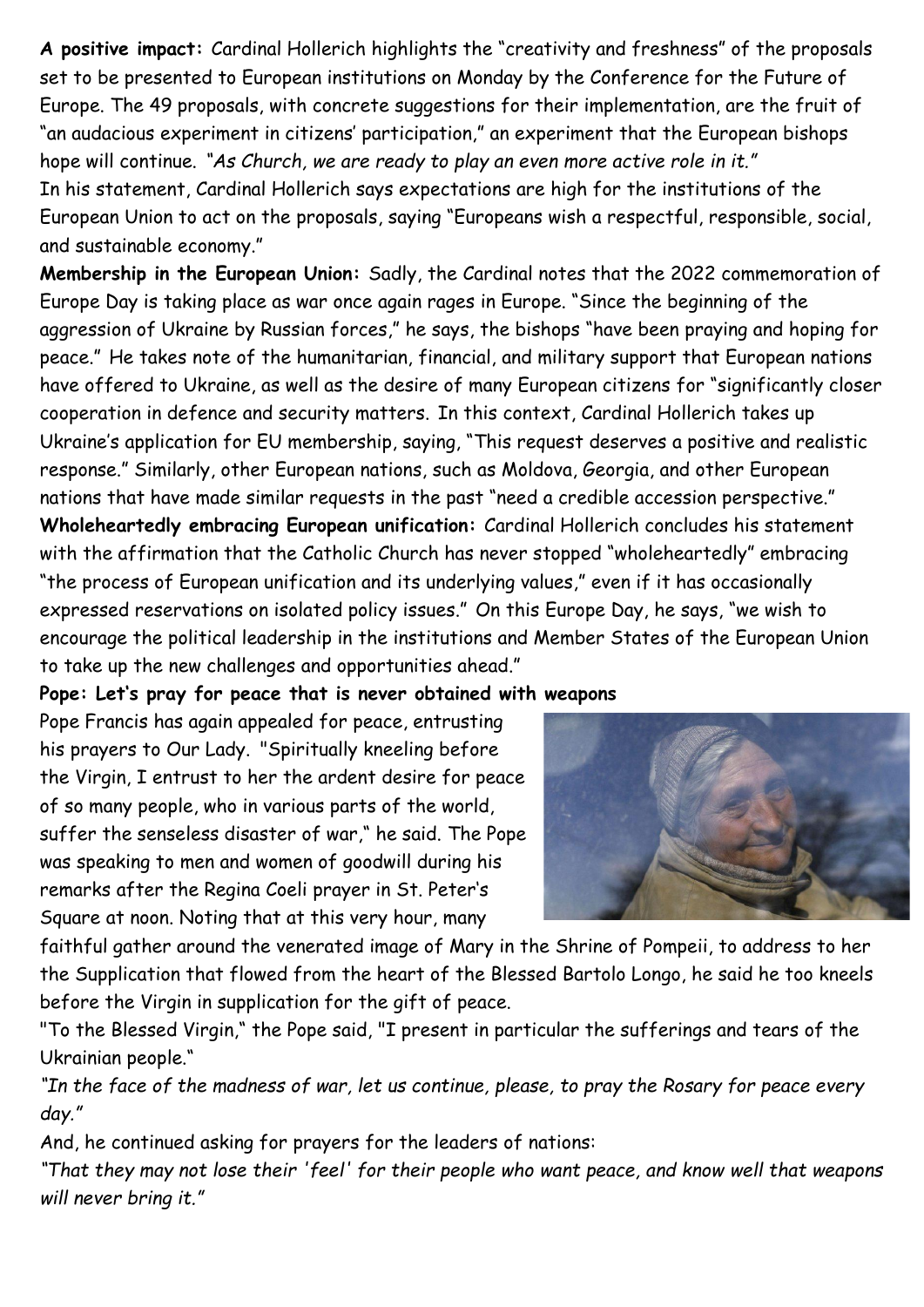**A positive impact:** Cardinal Hollerich highlights the "creativity and freshness" of the proposals set to be presented to European institutions on Monday by the Conference for the Future of Europe. The 49 proposals, with concrete suggestions for their implementation, are the fruit of "an audacious experiment in citizens' participation," an experiment that the European bishops hope will continue. *"As Church, we are ready to play an even more active role in it."*
In his statement, Cardinal Hollerich says expectations are high for the institutions of the European Union to act on the proposals, saying "Europeans wish a respectful, responsible, social, and sustainable economy."

**Membership in the European Union:** Sadly, the Cardinal notes that the 2022 commemoration of Europe Day is taking place as war once again rages in Europe. "Since the beginning of the aggression of Ukraine by Russian forces," he says, the bishops "have been praying and hoping for peace." He takes note of the humanitarian, financial, and military support that European nations have offered to Ukraine, as well as the desire of many European citizens for "significantly closer cooperation in defence and security matters. In this context, Cardinal Hollerich takes up Ukraine's application for EU membership, saying, "This request deserves a positive and realistic response." Similarly, other European nations, such as Moldova, Georgia, and other European nations that have made similar requests in the past "need a credible accession perspective."

**Wholeheartedly embracing European unification:** Cardinal Hollerich concludes his statement with the affirmation that the Catholic Church has never stopped "wholeheartedly" embracing "the process of European unification and its underlying values," even if it has occasionally expressed reservations on isolated policy issues." On this Europe Day, he says, "we wish to encourage the political leadership in the institutions and Member States of the European Union to take up the new challenges and opportunities ahead."

**Pope: Let's pray for peace that is never obtained with weapons**

Pope Francis has again appealed for peace, entrusting his prayers to Our Lady. "Spiritually kneeling before the Virgin, I entrust to her the ardent desire for peace of so many people, who in various parts of the world, suffer the senseless disaster of war," he said. The Pope was speaking to men and women of goodwill during his remarks after the Regina Coeli prayer in St. Peter's Square at noon. Noting that at this very hour, many faithful gather around the venerated image of Mary in the Shrine of Pompeii, to address to her the Supplication that flowed from the heart of the Blessed Bartolo Longo, he said he too kneels before the Virgin in supplication for the gift of peace.

"To the Blessed Virgin," the Pope said, "I present in particular the sufferings and tears of the Ukrainian people."

*"In the face of the madness of war, let us continue, please, to pray the Rosary for peace every day."*

And, he continued asking for prayers for the leaders of nations:

*"That they may not lose their 'feel' for their people who want peace, and know well that weapons will never bring it."*